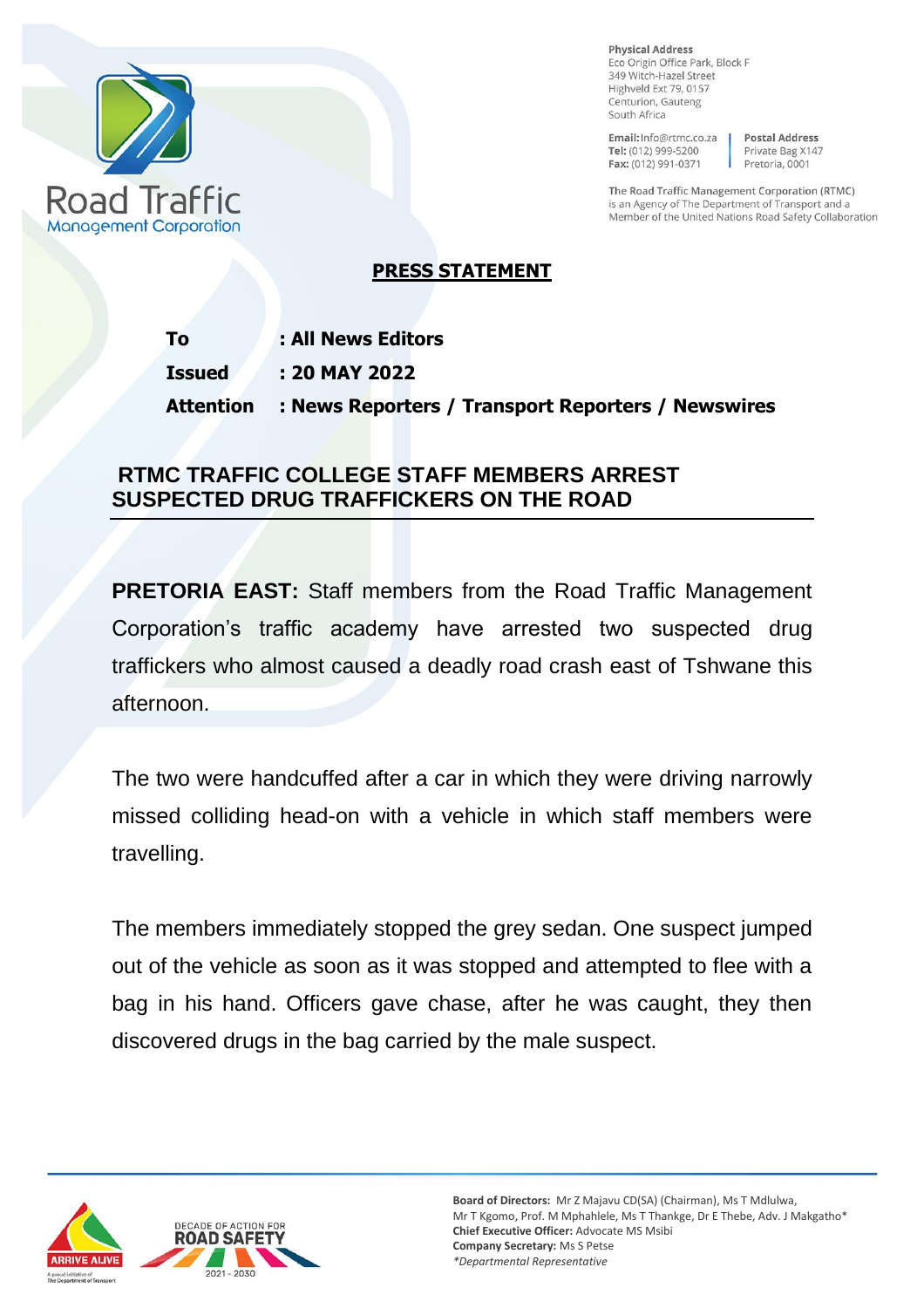Road Traffic
Management Corporation

**Physical Address**
Eco Origin Office Park, Block F
349 Witch-Hazel Street
Highveld Ext 79, 0157
Centurion, Gauteng
South Africa

**Email:** Info@rtmc.co.za
**Tel:** (012) 999-5200
**Fax:** (012) 991-0371

**Postal Address**
Private Bag X147
Pretoria, 0001

The Road Traffic Management Corporation (RTMC) is an Agency of The Department of Transport and a Member of the United Nations Road Safety Collaboration

# PRESS STATEMENT

**To** : **All News Editors**
**Issued** : **20 MAY 2022**
**Attention** : **News Reporters / Transport Reporters / Newswires**

## RTMC TRAFFIC COLLEGE STAFF MEMBERS ARREST SUSPECTED DRUG TRAFFICKERS ON THE ROAD

**PRETORIA EAST:** Staff members from the Road Traffic Management Corporation's traffic academy have arrested two suspected drug traffickers who almost caused a deadly road crash east of Tshwane this afternoon.

The two were handcuffed after a car in which they were driving narrowly missed colliding head-on with a vehicle in which staff members were travelling.

The members immediately stopped the grey sedan. One suspect jumped out of the vehicle as soon as it was stopped and attempted to flee with a bag in his hand. Officers gave chase, after he was caught, they then discovered drugs in the bag carried by the male suspect.

**Board of Directors:** Mr Z Majavu CD(SA) (Chairman), Ms T Mdlulwa, Mr T Kgomo, Prof. M Mphahlele, Ms T Thankge, Dr E Thebe, Adv. J Makgatho*
**Chief Executive Officer:** Advocate MS Msibi
**Company Secretary:** Ms S Petse
*Departmental Representative*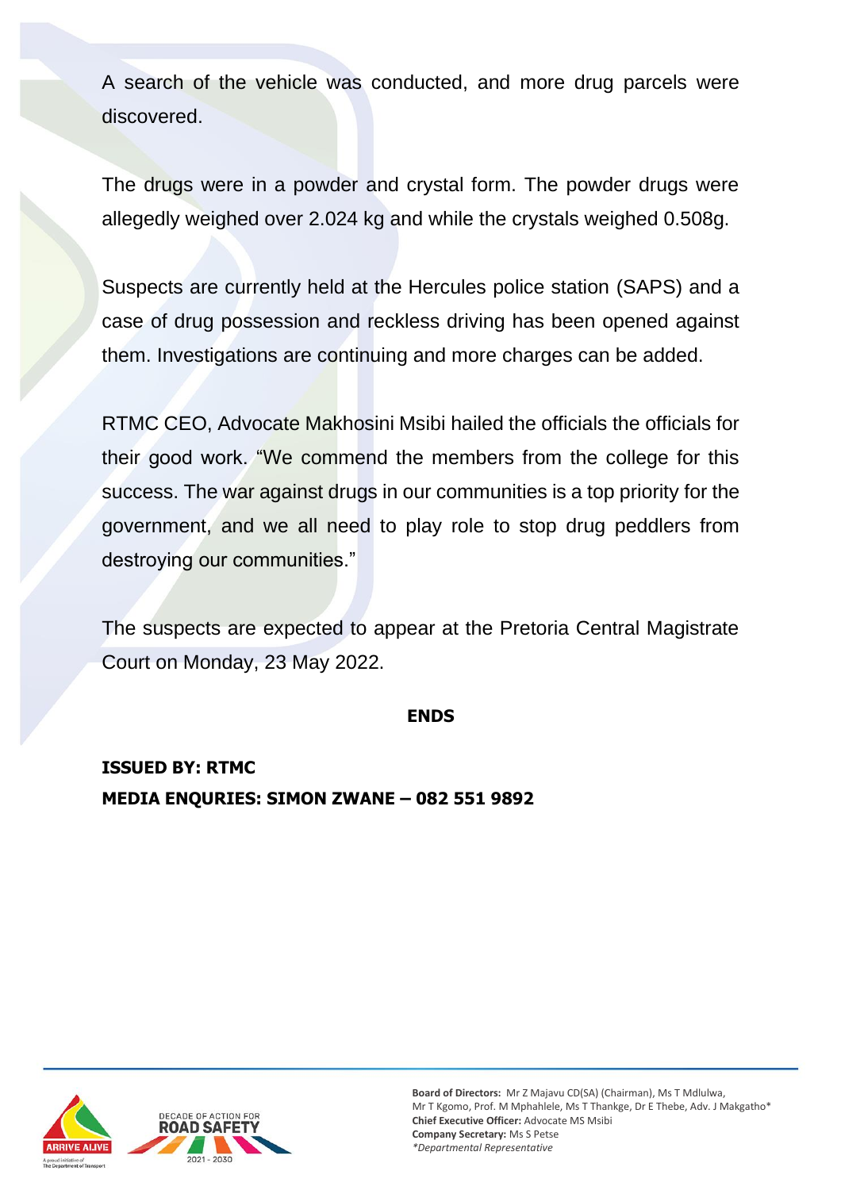A search of the vehicle was conducted, and more drug parcels were discovered.

The drugs were in a powder and crystal form. The powder drugs were allegedly weighed over 2.024 kg and while the crystals weighed 0.508g.

Suspects are currently held at the Hercules police station (SAPS) and a case of drug possession and reckless driving has been opened against them. Investigations are continuing and more charges can be added.

RTMC CEO, Advocate Makhosini Msibi hailed the officials the officials for their good work. "We commend the members from the college for this success. The war against drugs in our communities is a top priority for the government, and we all need to play role to stop drug peddlers from destroying our communities."

The suspects are expected to appear at the Pretoria Central Magistrate Court on Monday, 23 May 2022.

**ENDS**

**ISSUED BY: RTMC**
**MEDIA ENQURIES: SIMON ZWANE – 082 551 9892**

**Board of Directors:** Mr Z Majavu CD(SA) (Chairman), Ms T Mdlulwa, Mr T Kgomo, Prof. M Mphahlele, Ms T Thankge, Dr E Thebe, Adv. J Makgatho*
**Chief Executive Officer:** Advocate MS Msibi
**Company Secretary:** Ms S Petse
*\*Departmental Representative*